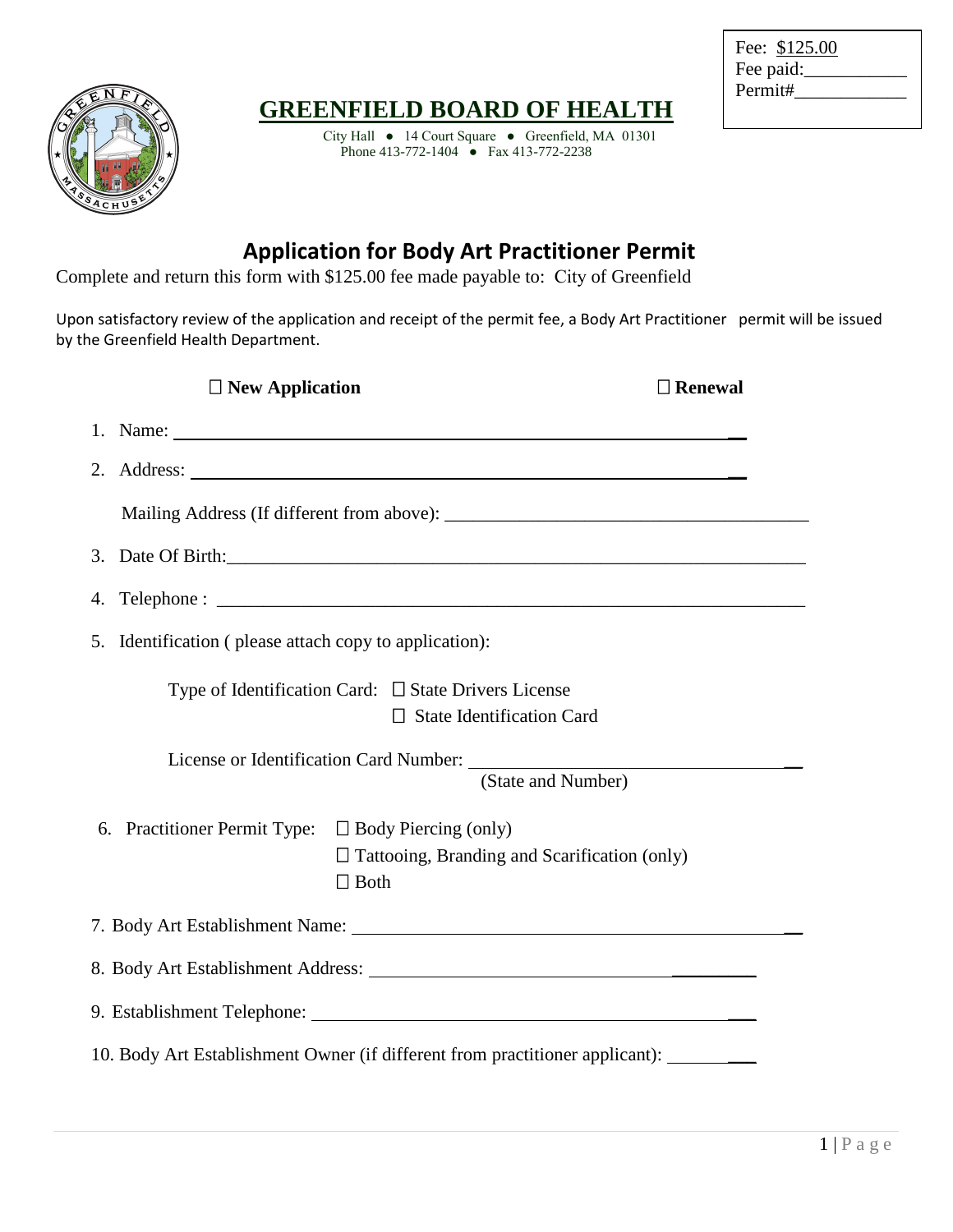Fee: $125.00
Fee paid:___________
Permit#____________

# GREENFIELD BOARD OF HEALTH

City Hall ● 14 Court Square ● Greenfield, MA 01301
Phone 413-772-1404 ● Fax 413-772-2238

## Application for Body Art Practitioner Permit

Complete and return this form with $125.00 fee made payable to: City of Greenfield

Upon satisfactory review of the application and receipt of the permit fee, a Body Art Practitioner permit will be issued by the Greenfield Health Department.

☐ **New Application** ☐ **Renewal**

1. Name: ___________________________________________

2. Address: ___________________________________________

   Mailing Address (If different from above): _______________________________________

3. Date Of Birth:_______________________________________________________________

4. Telephone : _______________________________________________________________

5. Identification ( please attach copy to application):

   Type of Identification Card: ☐ State Drivers License
   ☐ State Identification Card

   License or Identification Card Number: ___________________________________
   (State and Number)

6. Practitioner Permit Type: ☐ Body Piercing (only)
   ☐ Tattooing, Branding and Scarification (only)
   ☐ Both

7. Body Art Establishment Name: ___________________________________________

8. Body Art Establishment Address: ___________________________________________

9. Establishment Telephone: ___________________________________________

10. Body Art Establishment Owner (if different from practitioner applicant): __________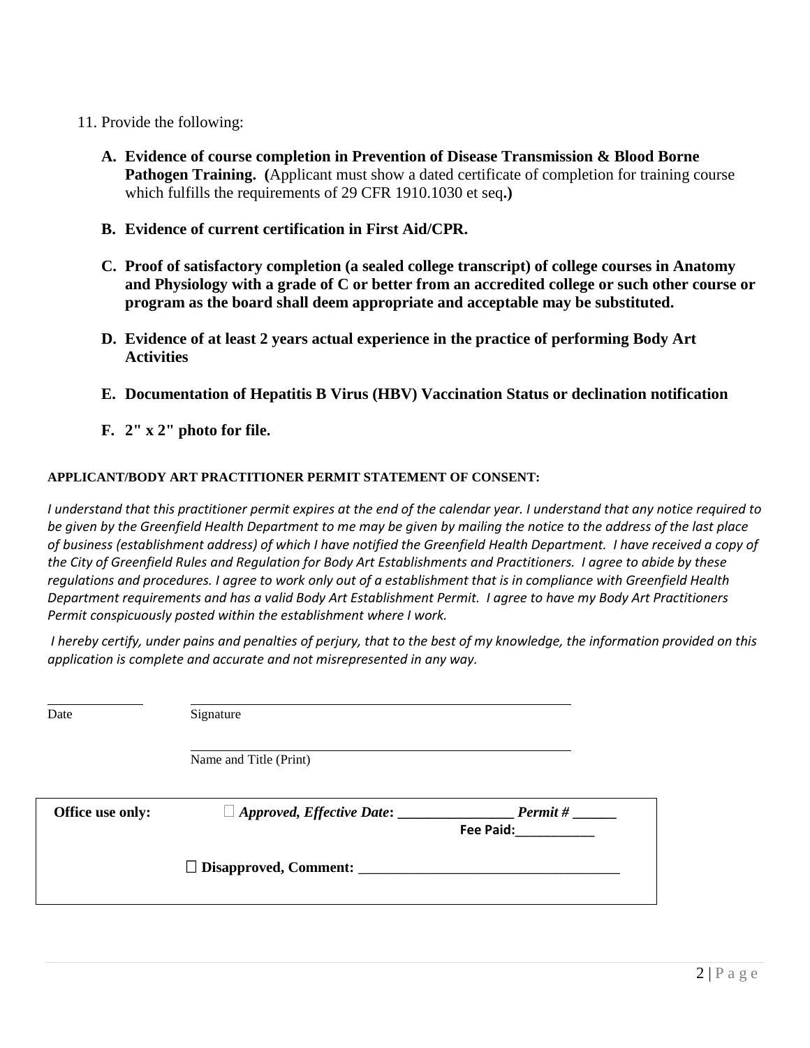11. Provide the following:

    A. **Evidence of course completion in Prevention of Disease Transmission & Blood Borne Pathogen Training. (**Applicant must show a dated certificate of completion for training course which fulfills the requirements of 29 CFR 1910.1030 et seq**.)**

    B. **Evidence of current certification in First Aid/CPR.**

    C. **Proof of satisfactory completion (a sealed college transcript) of college courses in Anatomy and Physiology with a grade of C or better from an accredited college or such other course or program as the board shall deem appropriate and acceptable may be substituted.**

    D. **Evidence of at least 2 years actual experience in the practice of performing Body Art Activities**

    E. **Documentation of Hepatitis B Virus (HBV) Vaccination Status or declination notification**

    F. **2" x 2" photo for file.**

**APPLICANT/BODY ART PRACTITIONER PERMIT STATEMENT OF CONSENT:**

*I understand that this practitioner permit expires at the end of the calendar year. I understand that any notice required to be given by the Greenfield Health Department to me may be given by mailing the notice to the address of the last place of business (establishment address) of which I have notified the Greenfield Health Department. I have received a copy of the City of Greenfield Rules and Regulation for Body Art Establishments and Practitioners. I agree to abide by these regulations and procedures. I agree to work only out of a establishment that is in compliance with Greenfield Health Department requirements and has a valid Body Art Establishment Permit. I agree to have my Body Art Practitioners Permit conspicuously posted within the establishment where I work.*

*I hereby certify, under pains and penalties of perjury, that to the best of my knowledge, the information provided on this application is complete and accurate and not misrepresented in any way.*

______________ ______________________________________________

Date Signature

______________________________________________

Name and Title (Print)

**Office use only:** ☐ ***Approved, Effective Date*: ________________ *Permit #* ______**

**Fee Paid:___________**

☐ **Disapproved, Comment:** ___________________________________